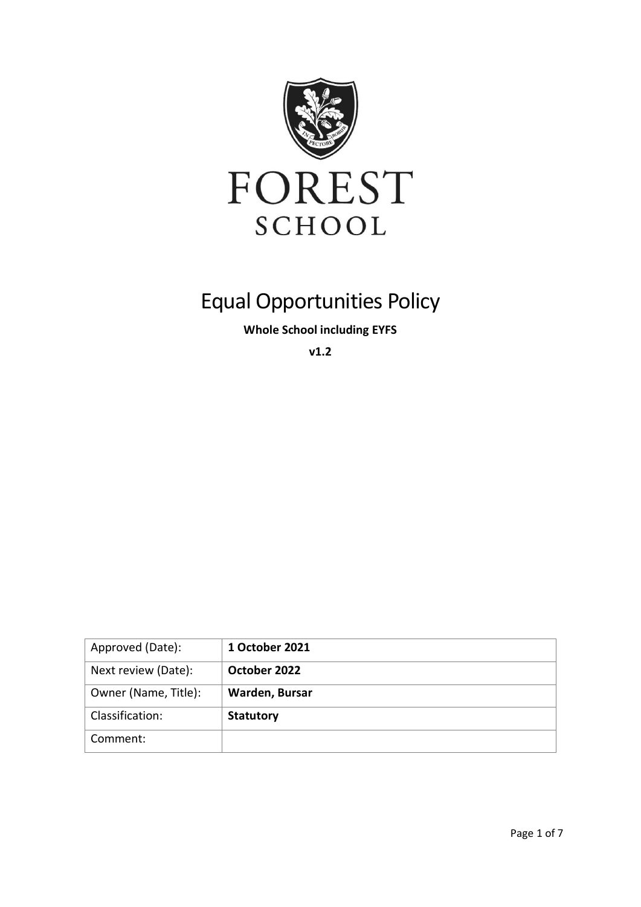FOREST

SCHOOL

# Equal Opportunities Policy

**Whole School including EYFS**

**v1.2**

| Approved (Date): | **1 October 2021** |
|---|---|
| Next review (Date): | **October 2022** |
| Owner (Name, Title): | **Warden, Bursar** |
| Classification: | **Statutory** |
| Comment: | |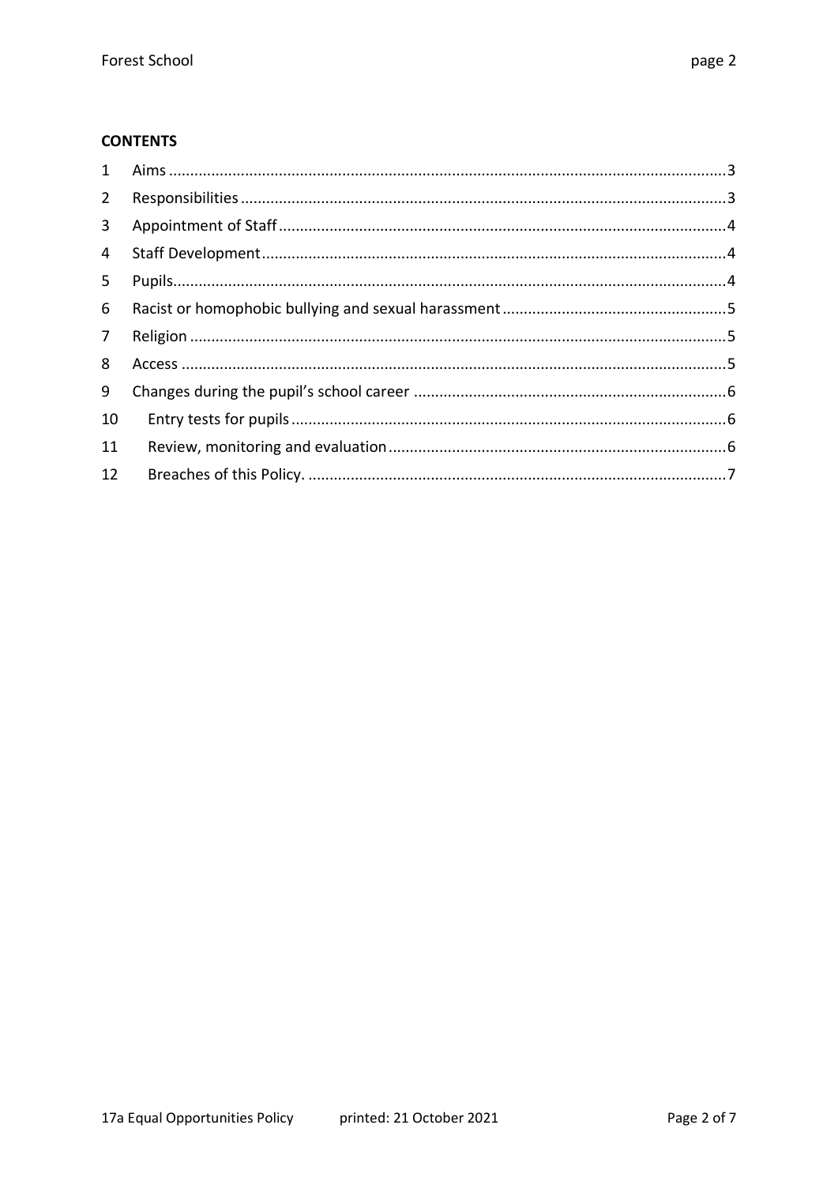**CONTENTS**

1 Aims ...3
2 Responsibilities ...3
3 Appointment of Staff ...4
4 Staff Development ...4
5 Pupils ...4
6 Racist or homophobic bullying and sexual harassment ...5
7 Religion ...5
8 Access ...5
9 Changes during the pupil's school career ...6
10 Entry tests for pupils ...6
11 Review, monitoring and evaluation ...6
12 Breaches of this Policy. ...7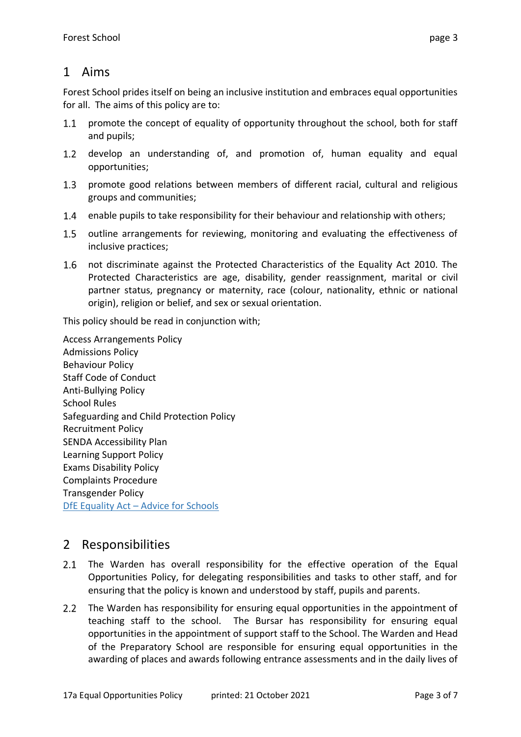## 1 Aims

Forest School prides itself on being an inclusive institution and embraces equal opportunities for all. The aims of this policy are to:

1.1 promote the concept of equality of opportunity throughout the school, both for staff and pupils;

1.2 develop an understanding of, and promotion of, human equality and equal opportunities;

1.3 promote good relations between members of different racial, cultural and religious groups and communities;

1.4 enable pupils to take responsibility for their behaviour and relationship with others;

1.5 outline arrangements for reviewing, monitoring and evaluating the effectiveness of inclusive practices;

1.6 not discriminate against the Protected Characteristics of the Equality Act 2010. The Protected Characteristics are age, disability, gender reassignment, marital or civil partner status, pregnancy or maternity, race (colour, nationality, ethnic or national origin), religion or belief, and sex or sexual orientation.

This policy should be read in conjunction with;

Access Arrangements Policy
Admissions Policy
Behaviour Policy
Staff Code of Conduct
Anti-Bullying Policy
School Rules
Safeguarding and Child Protection Policy
Recruitment Policy
SENDA Accessibility Plan
Learning Support Policy
Exams Disability Policy
Complaints Procedure
Transgender Policy
DfE Equality Act – Advice for Schools

## 2 Responsibilities

2.1 The Warden has overall responsibility for the effective operation of the Equal Opportunities Policy, for delegating responsibilities and tasks to other staff, and for ensuring that the policy is known and understood by staff, pupils and parents.

2.2 The Warden has responsibility for ensuring equal opportunities in the appointment of teaching staff to the school. The Bursar has responsibility for ensuring equal opportunities in the appointment of support staff to the School. The Warden and Head of the Preparatory School are responsible for ensuring equal opportunities in the awarding of places and awards following entrance assessments and in the daily lives of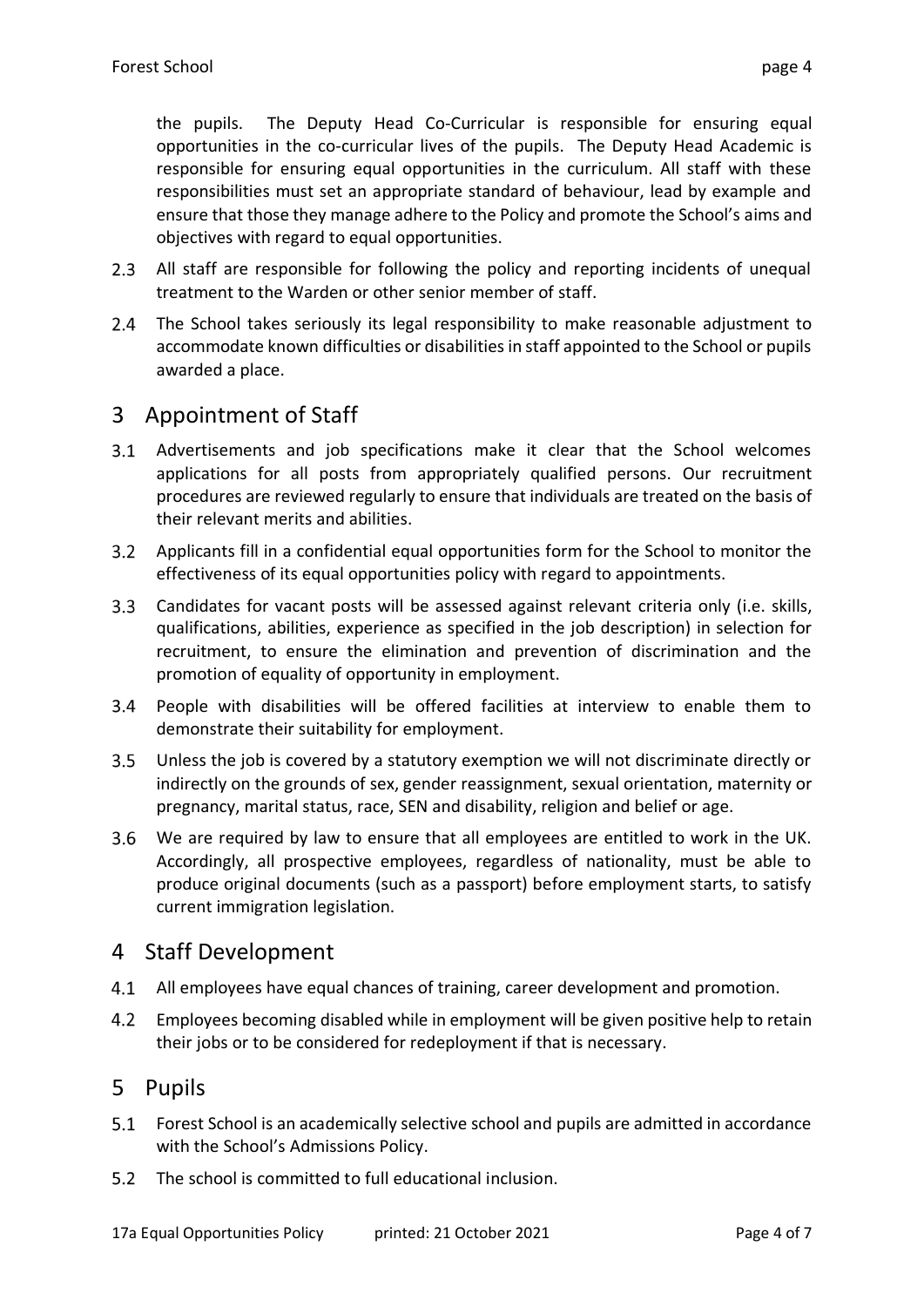the pupils. The Deputy Head Co-Curricular is responsible for ensuring equal opportunities in the co-curricular lives of the pupils. The Deputy Head Academic is responsible for ensuring equal opportunities in the curriculum. All staff with these responsibilities must set an appropriate standard of behaviour, lead by example and ensure that those they manage adhere to the Policy and promote the School's aims and objectives with regard to equal opportunities.

2.3 All staff are responsible for following the policy and reporting incidents of unequal treatment to the Warden or other senior member of staff.

2.4 The School takes seriously its legal responsibility to make reasonable adjustment to accommodate known difficulties or disabilities in staff appointed to the School or pupils awarded a place.

# 3 Appointment of Staff

3.1 Advertisements and job specifications make it clear that the School welcomes applications for all posts from appropriately qualified persons. Our recruitment procedures are reviewed regularly to ensure that individuals are treated on the basis of their relevant merits and abilities.

3.2 Applicants fill in a confidential equal opportunities form for the School to monitor the effectiveness of its equal opportunities policy with regard to appointments.

3.3 Candidates for vacant posts will be assessed against relevant criteria only (i.e. skills, qualifications, abilities, experience as specified in the job description) in selection for recruitment, to ensure the elimination and prevention of discrimination and the promotion of equality of opportunity in employment.

3.4 People with disabilities will be offered facilities at interview to enable them to demonstrate their suitability for employment.

3.5 Unless the job is covered by a statutory exemption we will not discriminate directly or indirectly on the grounds of sex, gender reassignment, sexual orientation, maternity or pregnancy, marital status, race, SEN and disability, religion and belief or age.

3.6 We are required by law to ensure that all employees are entitled to work in the UK. Accordingly, all prospective employees, regardless of nationality, must be able to produce original documents (such as a passport) before employment starts, to satisfy current immigration legislation.

# 4 Staff Development

4.1 All employees have equal chances of training, career development and promotion.

4.2 Employees becoming disabled while in employment will be given positive help to retain their jobs or to be considered for redeployment if that is necessary.

# 5 Pupils

5.1 Forest School is an academically selective school and pupils are admitted in accordance with the School's Admissions Policy.

5.2 The school is committed to full educational inclusion.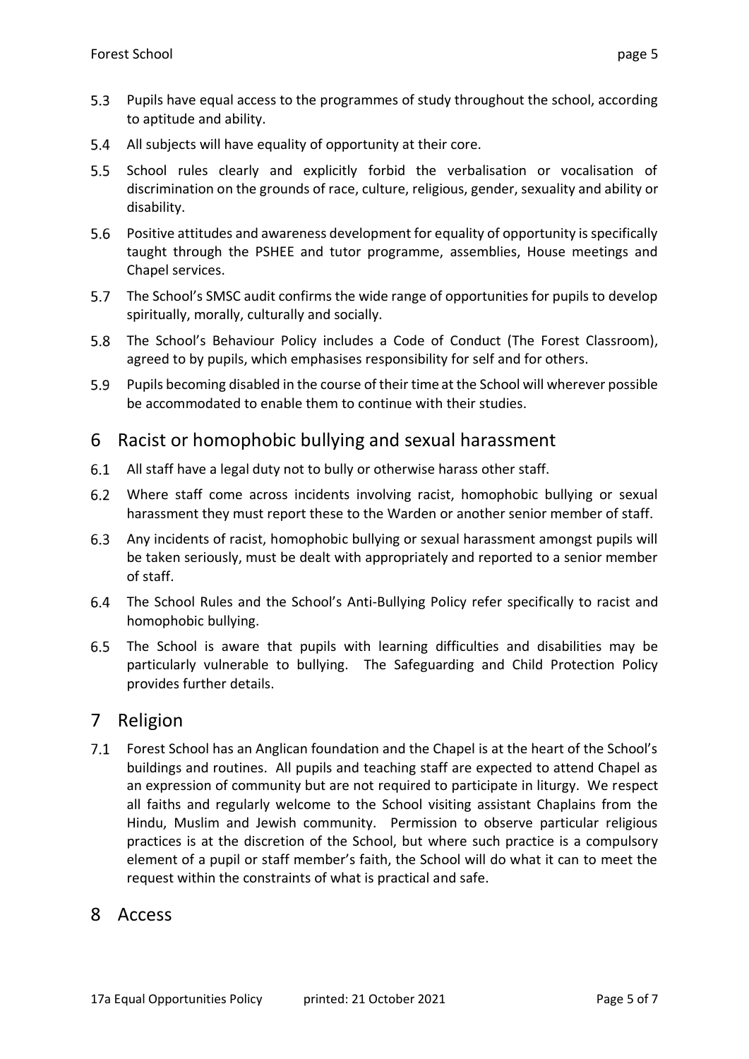5.3 Pupils have equal access to the programmes of study throughout the school, according to aptitude and ability.

5.4 All subjects will have equality of opportunity at their core.

5.5 School rules clearly and explicitly forbid the verbalisation or vocalisation of discrimination on the grounds of race, culture, religious, gender, sexuality and ability or disability.

5.6 Positive attitudes and awareness development for equality of opportunity is specifically taught through the PSHEE and tutor programme, assemblies, House meetings and Chapel services.

5.7 The School's SMSC audit confirms the wide range of opportunities for pupils to develop spiritually, morally, culturally and socially.

5.8 The School's Behaviour Policy includes a Code of Conduct (The Forest Classroom), agreed to by pupils, which emphasises responsibility for self and for others.

5.9 Pupils becoming disabled in the course of their time at the School will wherever possible be accommodated to enable them to continue with their studies.

# 6 Racist or homophobic bullying and sexual harassment

6.1 All staff have a legal duty not to bully or otherwise harass other staff.

6.2 Where staff come across incidents involving racist, homophobic bullying or sexual harassment they must report these to the Warden or another senior member of staff.

6.3 Any incidents of racist, homophobic bullying or sexual harassment amongst pupils will be taken seriously, must be dealt with appropriately and reported to a senior member of staff.

6.4 The School Rules and the School's Anti-Bullying Policy refer specifically to racist and homophobic bullying.

6.5 The School is aware that pupils with learning difficulties and disabilities may be particularly vulnerable to bullying. The Safeguarding and Child Protection Policy provides further details.

# 7 Religion

7.1 Forest School has an Anglican foundation and the Chapel is at the heart of the School's buildings and routines. All pupils and teaching staff are expected to attend Chapel as an expression of community but are not required to participate in liturgy. We respect all faiths and regularly welcome to the School visiting assistant Chaplains from the Hindu, Muslim and Jewish community. Permission to observe particular religious practices is at the discretion of the School, but where such practice is a compulsory element of a pupil or staff member's faith, the School will do what it can to meet the request within the constraints of what is practical and safe.

# 8 Access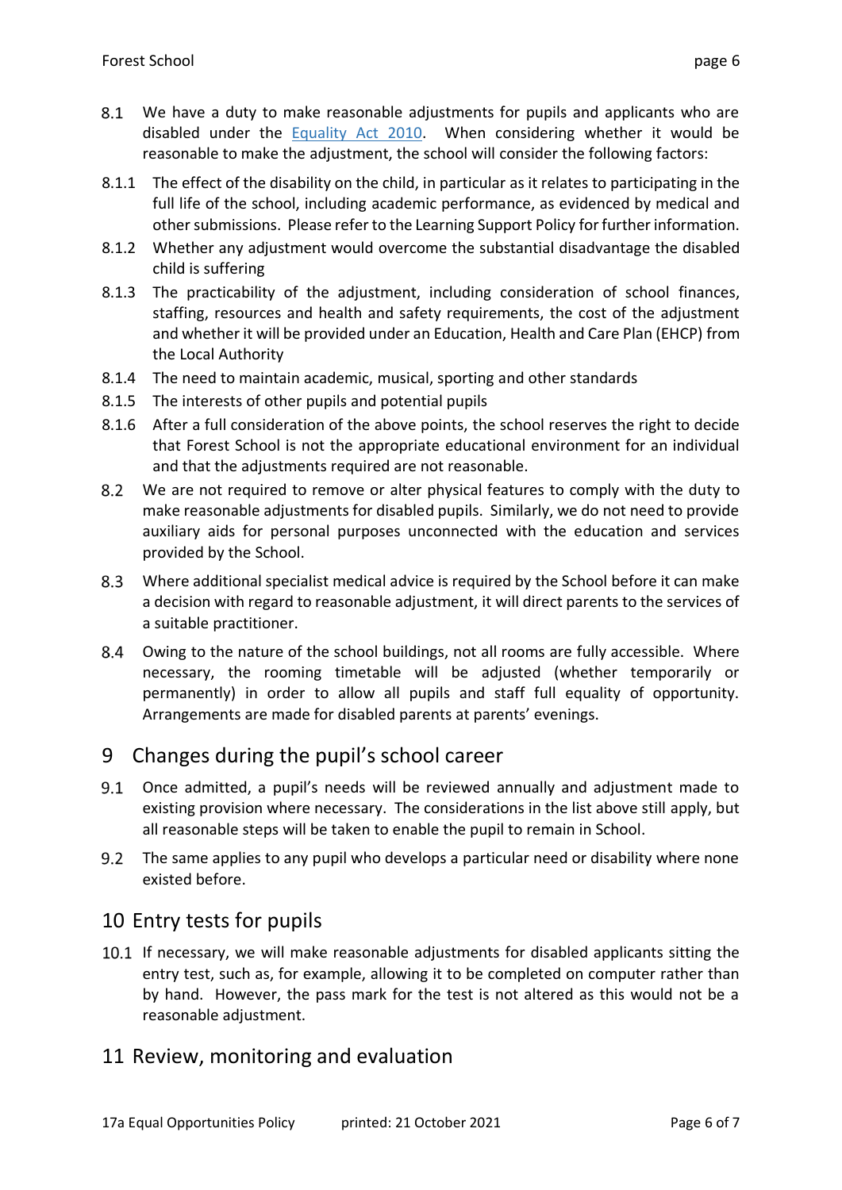8.1 We have a duty to make reasonable adjustments for pupils and applicants who are disabled under the [Equality Act 2010](). When considering whether it would be reasonable to make the adjustment, the school will consider the following factors:

8.1.1 The effect of the disability on the child, in particular as it relates to participating in the full life of the school, including academic performance, as evidenced by medical and other submissions. Please refer to the Learning Support Policy for further information.

8.1.2 Whether any adjustment would overcome the substantial disadvantage the disabled child is suffering

8.1.3 The practicability of the adjustment, including consideration of school finances, staffing, resources and health and safety requirements, the cost of the adjustment and whether it will be provided under an Education, Health and Care Plan (EHCP) from the Local Authority

8.1.4 The need to maintain academic, musical, sporting and other standards

8.1.5 The interests of other pupils and potential pupils

8.1.6 After a full consideration of the above points, the school reserves the right to decide that Forest School is not the appropriate educational environment for an individual and that the adjustments required are not reasonable.

8.2 We are not required to remove or alter physical features to comply with the duty to make reasonable adjustments for disabled pupils. Similarly, we do not need to provide auxiliary aids for personal purposes unconnected with the education and services provided by the School.

8.3 Where additional specialist medical advice is required by the School before it can make a decision with regard to reasonable adjustment, it will direct parents to the services of a suitable practitioner.

8.4 Owing to the nature of the school buildings, not all rooms are fully accessible. Where necessary, the rooming timetable will be adjusted (whether temporarily or permanently) in order to allow all pupils and staff full equality of opportunity. Arrangements are made for disabled parents at parents' evenings.

# 9 Changes during the pupil's school career

9.1 Once admitted, a pupil's needs will be reviewed annually and adjustment made to existing provision where necessary. The considerations in the list above still apply, but all reasonable steps will be taken to enable the pupil to remain in School.

9.2 The same applies to any pupil who develops a particular need or disability where none existed before.

# 10 Entry tests for pupils

10.1 If necessary, we will make reasonable adjustments for disabled applicants sitting the entry test, such as, for example, allowing it to be completed on computer rather than by hand. However, the pass mark for the test is not altered as this would not be a reasonable adjustment.

# 11 Review, monitoring and evaluation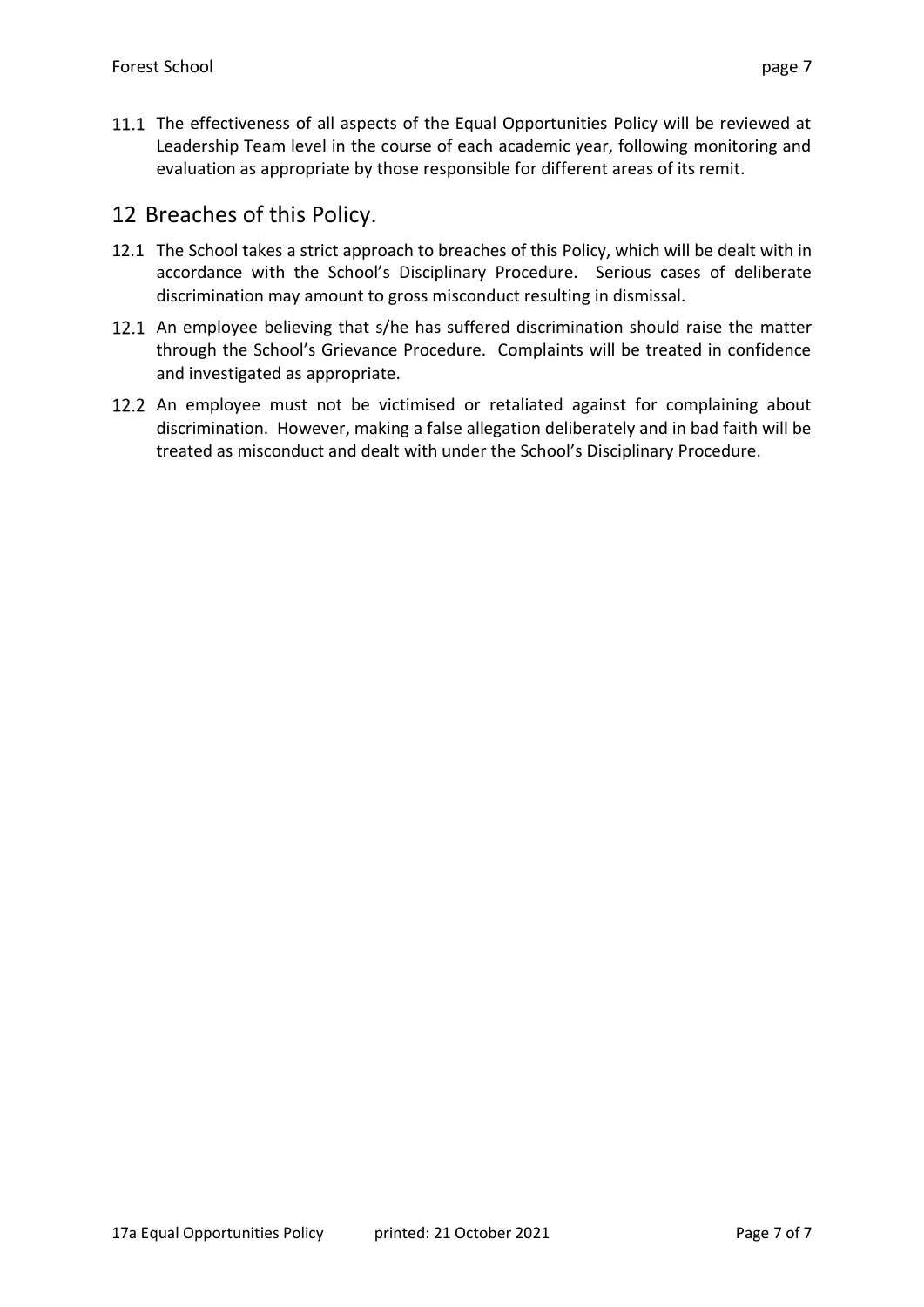11.1 The effectiveness of all aspects of the Equal Opportunities Policy will be reviewed at Leadership Team level in the course of each academic year, following monitoring and evaluation as appropriate by those responsible for different areas of its remit.

## 12 Breaches of this Policy.

12.1 The School takes a strict approach to breaches of this Policy, which will be dealt with in accordance with the School's Disciplinary Procedure. Serious cases of deliberate discrimination may amount to gross misconduct resulting in dismissal.

12.1 An employee believing that s/he has suffered discrimination should raise the matter through the School's Grievance Procedure. Complaints will be treated in confidence and investigated as appropriate.

12.2 An employee must not be victimised or retaliated against for complaining about discrimination. However, making a false allegation deliberately and in bad faith will be treated as misconduct and dealt with under the School's Disciplinary Procedure.